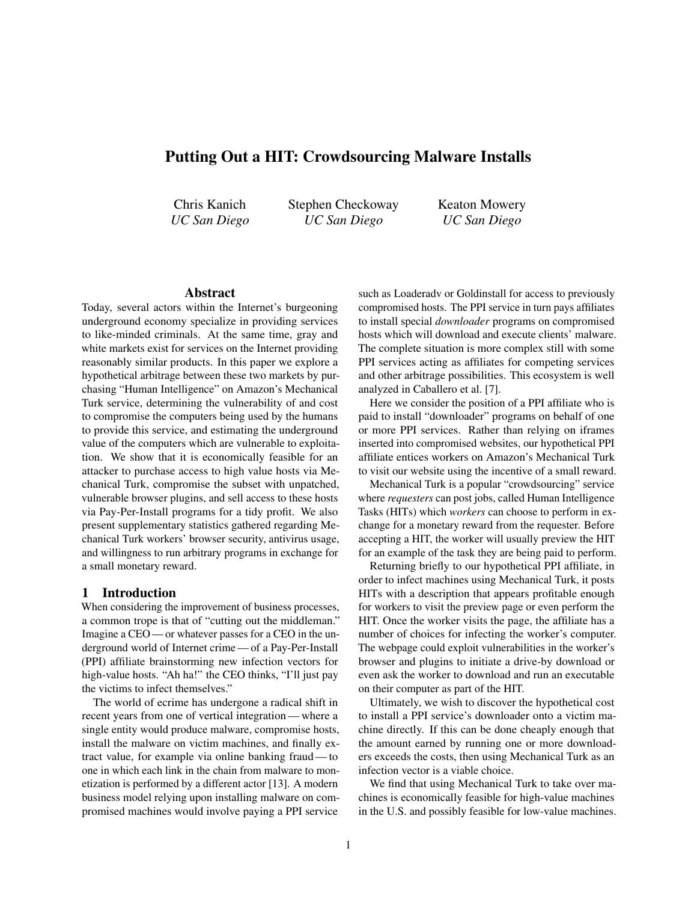# Putting Out a HIT: Crowdsourcing Malware Installs

Chris Kanich
*UC San Diego*

Stephen Checkoway
*UC San Diego*

Keaton Mowery
*UC San Diego*

## Abstract

Today, several actors within the Internet's burgeoning underground economy specialize in providing services to like-minded criminals. At the same time, gray and white markets exist for services on the Internet providing reasonably similar products. In this paper we explore a hypothetical arbitrage between these two markets by purchasing "Human Intelligence" on Amazon's Mechanical Turk service, determining the vulnerability of and cost to compromise the computers being used by the humans to provide this service, and estimating the underground value of the computers which are vulnerable to exploitation. We show that it is economically feasible for an attacker to purchase access to high value hosts via Mechanical Turk, compromise the subset with unpatched, vulnerable browser plugins, and sell access to these hosts via Pay-Per-Install programs for a tidy profit. We also present supplementary statistics gathered regarding Mechanical Turk workers' browser security, antivirus usage, and willingness to run arbitrary programs in exchange for a small monetary reward.

## 1 Introduction

When considering the improvement of business processes, a common trope is that of "cutting out the middleman." Imagine a CEO — or whatever passes for a CEO in the underground world of Internet crime — of a Pay-Per-Install (PPI) affiliate brainstorming new infection vectors for high-value hosts. "Ah ha!" the CEO thinks, "I'll just pay the victims to infect themselves."

The world of ecrime has undergone a radical shift in recent years from one of vertical integration — where a single entity would produce malware, compromise hosts, install the malware on victim machines, and finally extract value, for example via online banking fraud — to one in which each link in the chain from malware to monetization is performed by a different actor [13]. A modern business model relying upon installing malware on compromised machines would involve paying a PPI service such as Loaderadv or Goldinstall for access to previously compromised hosts. The PPI service in turn pays affiliates to install special *downloader* programs on compromised hosts which will download and execute clients' malware. The complete situation is more complex still with some PPI services acting as affiliates for competing services and other arbitrage possibilities. This ecosystem is well analyzed in Caballero et al. [7].

Here we consider the position of a PPI affiliate who is paid to install "downloader" programs on behalf of one or more PPI services. Rather than relying on iframes inserted into compromised websites, our hypothetical PPI affiliate entices workers on Amazon's Mechanical Turk to visit our website using the incentive of a small reward.

Mechanical Turk is a popular "crowdsourcing" service where *requesters* can post jobs, called Human Intelligence Tasks (HITs) which *workers* can choose to perform in exchange for a monetary reward from the requester. Before accepting a HIT, the worker will usually preview the HIT for an example of the task they are being paid to perform.

Returning briefly to our hypothetical PPI affiliate, in order to infect machines using Mechanical Turk, it posts HITs with a description that appears profitable enough for workers to visit the preview page or even perform the HIT. Once the worker visits the page, the affiliate has a number of choices for infecting the worker's computer. The webpage could exploit vulnerabilities in the worker's browser and plugins to initiate a drive-by download or even ask the worker to download and run an executable on their computer as part of the HIT.

Ultimately, we wish to discover the hypothetical cost to install a PPI service's downloader onto a victim machine directly. If this can be done cheaply enough that the amount earned by running one or more downloaders exceeds the costs, then using Mechanical Turk as an infection vector is a viable choice.

We find that using Mechanical Turk to take over machines is economically feasible for high-value machines in the U.S. and possibly feasible for low-value machines.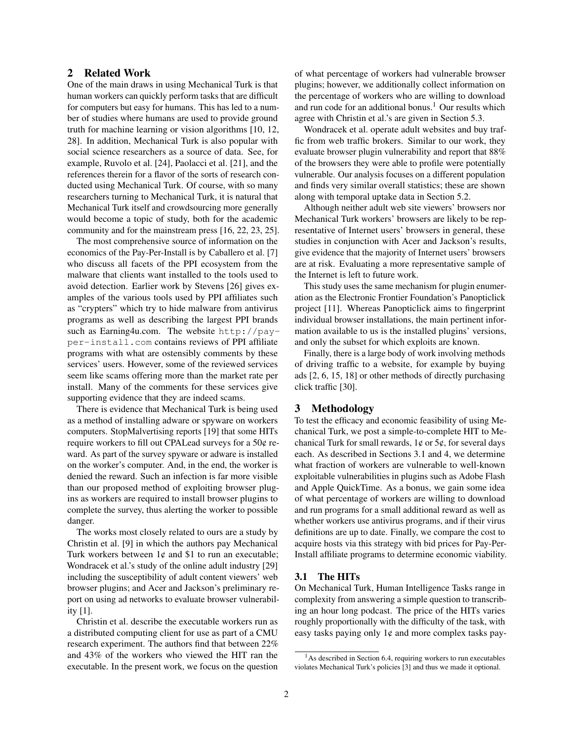## 2 Related Work

One of the main draws in using Mechanical Turk is that human workers can quickly perform tasks that are difficult for computers but easy for humans. This has led to a number of studies where humans are used to provide ground truth for machine learning or vision algorithms [10, 12, 28]. In addition, Mechanical Turk is also popular with social science researchers as a source of data. See, for example, Ruvolo et al. [24], Paolacci et al. [21], and the references therein for a flavor of the sorts of research conducted using Mechanical Turk. Of course, with so many researchers turning to Mechanical Turk, it is natural that Mechanical Turk itself and crowdsourcing more generally would become a topic of study, both for the academic community and for the mainstream press [16, 22, 23, 25].

The most comprehensive source of information on the economics of the Pay-Per-Install is by Caballero et al. [7] who discuss all facets of the PPI ecosystem from the malware that clients want installed to the tools used to avoid detection. Earlier work by Stevens [26] gives examples of the various tools used by PPI affiliates such as "crypters" which try to hide malware from antivirus programs as well as describing the largest PPI brands such as Earning4u.com. The website `http://pay-per-install.com` contains reviews of PPI affiliate programs with what are ostensibly comments by these services' users. However, some of the reviewed services seem like scams offering more than the market rate per install. Many of the comments for these services give supporting evidence that they are indeed scams.

There is evidence that Mechanical Turk is being used as a method of installing adware or spyware on workers computers. StopMalvertising reports [19] that some HITs require workers to fill out CPALead surveys for a 50¢ reward. As part of the survey spyware or adware is installed on the worker's computer. And, in the end, the worker is denied the reward. Such an infection is far more visible than our proposed method of exploiting browser plugins as workers are required to install browser plugins to complete the survey, thus alerting the worker to possible danger.

The works most closely related to ours are a study by Christin et al. [9] in which the authors pay Mechanical Turk workers between 1¢ and \$1 to run an executable; Wondracek et al.'s study of the online adult industry [29] including the susceptibility of adult content viewers' web browser plugins; and Acer and Jackson's preliminary report on using ad networks to evaluate browser vulnerability [1].

Christin et al. describe the executable workers run as a distributed computing client for use as part of a CMU research experiment. The authors find that between 22% and 43% of the workers who viewed the HIT ran the executable. In the present work, we focus on the question of what percentage of workers had vulnerable browser plugins; however, we additionally collect information on the percentage of workers who are willing to download and run code for an additional bonus.[1] Our results which agree with Christin et al.'s are given in Section 5.3.

Wondracek et al. operate adult websites and buy traffic from web traffic brokers. Similar to our work, they evaluate browser plugin vulnerability and report that 88% of the browsers they were able to profile were potentially vulnerable. Our analysis focuses on a different population and finds very similar overall statistics; these are shown along with temporal uptake data in Section 5.2.

Although neither adult web site viewers' browsers nor Mechanical Turk workers' browsers are likely to be representative of Internet users' browsers in general, these studies in conjunction with Acer and Jackson's results, give evidence that the majority of Internet users' browsers are at risk. Evaluating a more representative sample of the Internet is left to future work.

This study uses the same mechanism for plugin enumeration as the Electronic Frontier Foundation's Panopticlick project [11]. Whereas Panopticlick aims to fingerprint individual browser installations, the main pertinent information available to us is the installed plugins' versions, and only the subset for which exploits are known.

Finally, there is a large body of work involving methods of driving traffic to a website, for example by buying ads [2, 6, 15, 18] or other methods of directly purchasing click traffic [30].

## 3 Methodology

To test the efficacy and economic feasibility of using Mechanical Turk, we post a simple-to-complete HIT to Mechanical Turk for small rewards, 1¢ or 5¢, for several days each. As described in Sections 3.1 and 4, we determine what fraction of workers are vulnerable to well-known exploitable vulnerabilities in plugins such as Adobe Flash and Apple QuickTime. As a bonus, we gain some idea of what percentage of workers are willing to download and run programs for a small additional reward as well as whether workers use antivirus programs, and if their virus definitions are up to date. Finally, we compare the cost to acquire hosts via this strategy with bid prices for Pay-Per-Install affiliate programs to determine economic viability.

### 3.1 The HITs

On Mechanical Turk, Human Intelligence Tasks range in complexity from answering a simple question to transcribing an hour long podcast. The price of the HITs varies roughly proportionally with the difficulty of the task, with easy tasks paying only 1¢ and more complex tasks pay-

[1] As described in Section 6.4, requiring workers to run executables violates Mechanical Turk's policies [3] and thus we made it optional.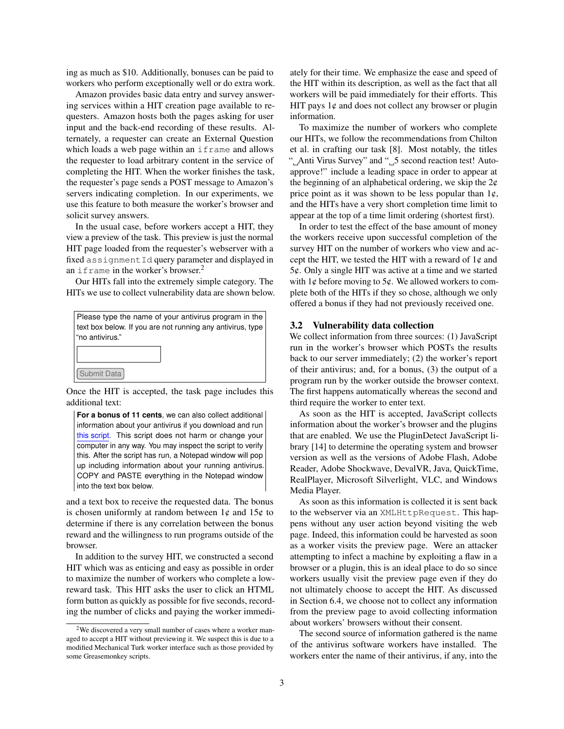ing as much as $10. Additionally, bonuses can be paid to workers who perform exceptionally well or do extra work.

Amazon provides basic data entry and survey answering services within a HIT creation page available to requesters. Amazon hosts both the pages asking for user input and the back-end recording of these results. Alternately, a requester can create an External Question which loads a web page within an `iframe` and allows the requester to load arbitrary content in the service of completing the HIT. When the worker finishes the task, the requester's page sends a POST message to Amazon's servers indicating completion. In our experiments, we use this feature to both measure the worker's browser and solicit survey answers.

In the usual case, before workers accept a HIT, they view a preview of the task. This preview is just the normal HIT page loaded from the requester's webserver with a fixed `assignmentId` query parameter and displayed in an `iframe` in the worker's browser.[2]

Our HITs fall into the extremely simple category. The HITs we use to collect vulnerability data are shown below.

> Please type the name of your antivirus program in the text box below. If you are not running any antivirus, type "no antivirus."
>
> [ ]
>
> Submit Data

Once the HIT is accepted, the task page includes this additional text:

> **For a bonus of 11 cents**, we can also collect additional information about your antivirus if you download and run this script. This script does not harm or change your computer in any way. You may inspect the script to verify this. After the script has run, a Notepad window will pop up including information about your running antivirus. COPY and PASTE everything in the Notepad window into the text box below.

and a text box to receive the requested data. The bonus is chosen uniformly at random between 1¢ and 15¢ to determine if there is any correlation between the bonus reward and the willingness to run programs outside of the browser.

In addition to the survey HIT, we constructed a second HIT which was as enticing and easy as possible in order to maximize the number of workers who complete a low-reward task. This HIT asks the user to click an HTML form button as quickly as possible for five seconds, recording the number of clicks and paying the worker immediately for their time. We emphasize the ease and speed of the HIT within its description, as well as the fact that all workers will be paid immediately for their efforts. This HIT pays 1¢ and does not collect any browser or plugin information.

To maximize the number of workers who complete our HITs, we follow the recommendations from Chilton et al. in crafting our task [8]. Most notably, the titles "␣Anti Virus Survey" and "␣5 second reaction test! Auto-approve!" include a leading space in order to appear at the beginning of an alphabetical ordering, we skip the 2¢ price point as it was shown to be less popular than 1¢, and the HITs have a very short completion time limit to appear at the top of a time limit ordering (shortest first).

In order to test the effect of the base amount of money the workers receive upon successful completion of the survey HIT on the number of workers who view and accept the HIT, we tested the HIT with a reward of 1¢ and 5¢. Only a single HIT was active at a time and we started with 1¢ before moving to 5¢. We allowed workers to complete both of the HITs if they so chose, although we only offered a bonus if they had not previously received one.

### 3.2 Vulnerability data collection

We collect information from three sources: (1) JavaScript run in the worker's browser which POSTs the results back to our server immediately; (2) the worker's report of their antivirus; and, for a bonus, (3) the output of a program run by the worker outside the browser context. The first happens automatically whereas the second and third require the worker to enter text.

As soon as the HIT is accepted, JavaScript collects information about the worker's browser and the plugins that are enabled. We use the PluginDetect JavaScript library [14] to determine the operating system and browser version as well as the versions of Adobe Flash, Adobe Reader, Adobe Shockwave, DevalVR, Java, QuickTime, RealPlayer, Microsoft Silverlight, VLC, and Windows Media Player.

As soon as this information is collected it is sent back to the webserver via an `XMLHttpRequest`. This happens without any user action beyond visiting the web page. Indeed, this information could be harvested as soon as a worker visits the preview page. Were an attacker attempting to infect a machine by exploiting a flaw in a browser or a plugin, this is an ideal place to do so since workers usually visit the preview page even if they do not ultimately choose to accept the HIT. As discussed in Section 6.4, we choose not to collect any information from the preview page to avoid collecting information about workers' browsers without their consent.

The second source of information gathered is the name of the antivirus software workers have installed. The workers enter the name of their antivirus, if any, into the

[2] We discovered a very small number of cases where a worker managed to accept a HIT without previewing it. We suspect this is due to a modified Mechanical Turk worker interface such as those provided by some Greasemonkey scripts.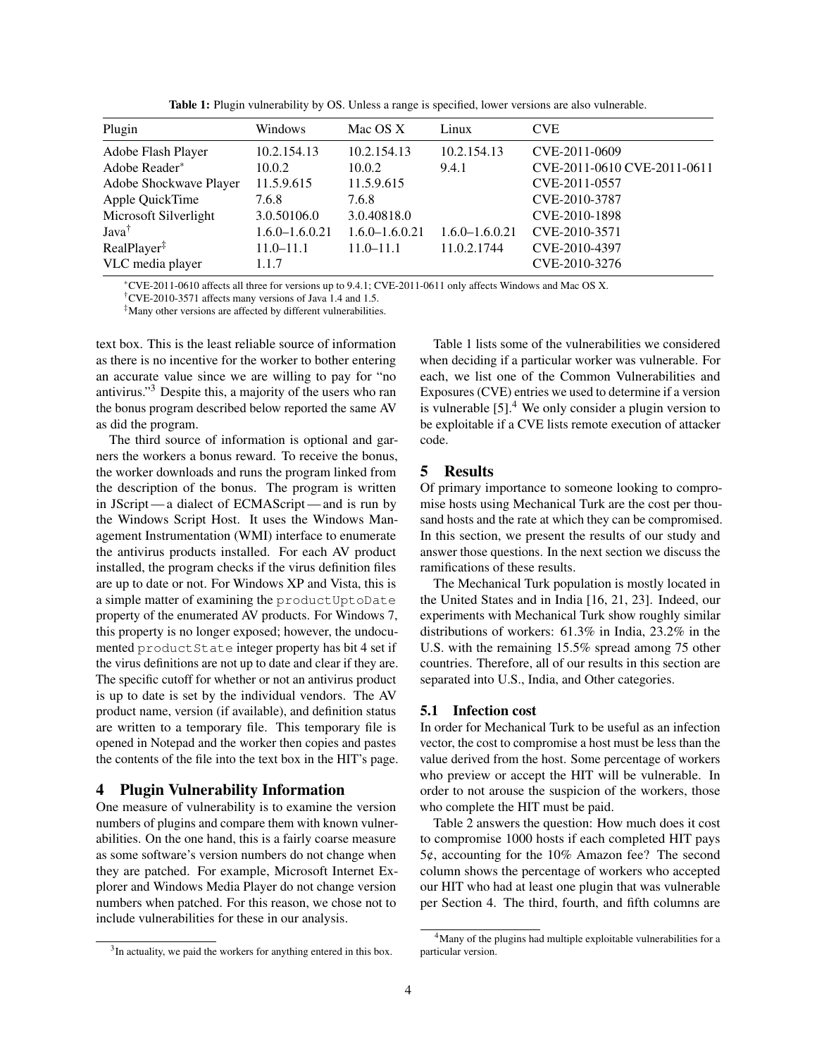**Table 1:** Plugin vulnerability by OS. Unless a range is specified, lower versions are also vulnerable.

| Plugin | Windows | Mac OS X | Linux | CVE |
|---|---|---|---|---|
| Adobe Flash Player | 10.2.154.13 | 10.2.154.13 | 10.2.154.13 | CVE-2011-0609 |
| Adobe Reader* | 10.0.2 | 10.0.2 | 9.4.1 | CVE-2011-0610 CVE-2011-0611 |
| Adobe Shockwave Player | 11.5.9.615 | 11.5.9.615 | | CVE-2011-0557 |
| Apple QuickTime | 7.6.8 | 7.6.8 | | CVE-2010-3787 |
| Microsoft Silverlight | 3.0.50106.0 | 3.0.40818.0 | | CVE-2010-1898 |
| Java† | 1.6.0–1.6.0.21 | 1.6.0–1.6.0.21 | 1.6.0–1.6.0.21 | CVE-2010-3571 |
| RealPlayer‡ | 11.0–11.1 | 11.0–11.1 | 11.0.2.1744 | CVE-2010-4397 |
| VLC media player | 1.1.7 | | | CVE-2010-3276 |

*CVE-2011-0610 affects all three for versions up to 9.4.1; CVE-2011-0611 only affects Windows and Mac OS X.
†CVE-2010-3571 affects many versions of Java 1.4 and 1.5.
‡Many other versions are affected by different vulnerabilities.

text box. This is the least reliable source of information as there is no incentive for the worker to bother entering an accurate value since we are willing to pay for "no antivirus."[3] Despite this, a majority of the users who ran the bonus program described below reported the same AV as did the program.

The third source of information is optional and garners the workers a bonus reward. To receive the bonus, the worker downloads and runs the program linked from the description of the bonus. The program is written in JScript — a dialect of ECMAScript — and is run by the Windows Script Host. It uses the Windows Management Instrumentation (WMI) interface to enumerate the antivirus products installed. For each AV product installed, the program checks if the virus definition files are up to date or not. For Windows XP and Vista, this is a simple matter of examining the `productUptoDate` property of the enumerated AV products. For Windows 7, this property is no longer exposed; however, the undocumented `productState` integer property has bit 4 set if the virus definitions are not up to date and clear if they are. The specific cutoff for whether or not an antivirus product is up to date is set by the individual vendors. The AV product name, version (if available), and definition status are written to a temporary file. This temporary file is opened in Notepad and the worker then copies and pastes the contents of the file into the text box in the HIT's page.

## 4 Plugin Vulnerability Information

One measure of vulnerability is to examine the version numbers of plugins and compare them with known vulnerabilities. On the one hand, this is a fairly coarse measure as some software's version numbers do not change when they are patched. For example, Microsoft Internet Explorer and Windows Media Player do not change version numbers when patched. For this reason, we chose not to include vulnerabilities for these in our analysis.

Table 1 lists some of the vulnerabilities we considered when deciding if a particular worker was vulnerable. For each, we list one of the Common Vulnerabilities and Exposures (CVE) entries we used to determine if a version is vulnerable [5].[4] We only consider a plugin version to be exploitable if a CVE lists remote execution of attacker code.

## 5 Results

Of primary importance to someone looking to compromise hosts using Mechanical Turk are the cost per thousand hosts and the rate at which they can be compromised. In this section, we present the results of our study and answer those questions. In the next section we discuss the ramifications of these results.

The Mechanical Turk population is mostly located in the United States and in India [16, 21, 23]. Indeed, our experiments with Mechanical Turk show roughly similar distributions of workers: 61.3% in India, 23.2% in the U.S. with the remaining 15.5% spread among 75 other countries. Therefore, all of our results in this section are separated into U.S., India, and Other categories.

### 5.1 Infection cost

In order for Mechanical Turk to be useful as an infection vector, the cost to compromise a host must be less than the value derived from the host. Some percentage of workers who preview or accept the HIT will be vulnerable. In order to not arouse the suspicion of the workers, those who complete the HIT must be paid.

Table 2 answers the question: How much does it cost to compromise 1000 hosts if each completed HIT pays 5¢, accounting for the 10% Amazon fee? The second column shows the percentage of workers who accepted our HIT who had at least one plugin that was vulnerable per Section 4. The third, fourth, and fifth columns are

[3] In actuality, we paid the workers for anything entered in this box.

[4] Many of the plugins had multiple exploitable vulnerabilities for a particular version.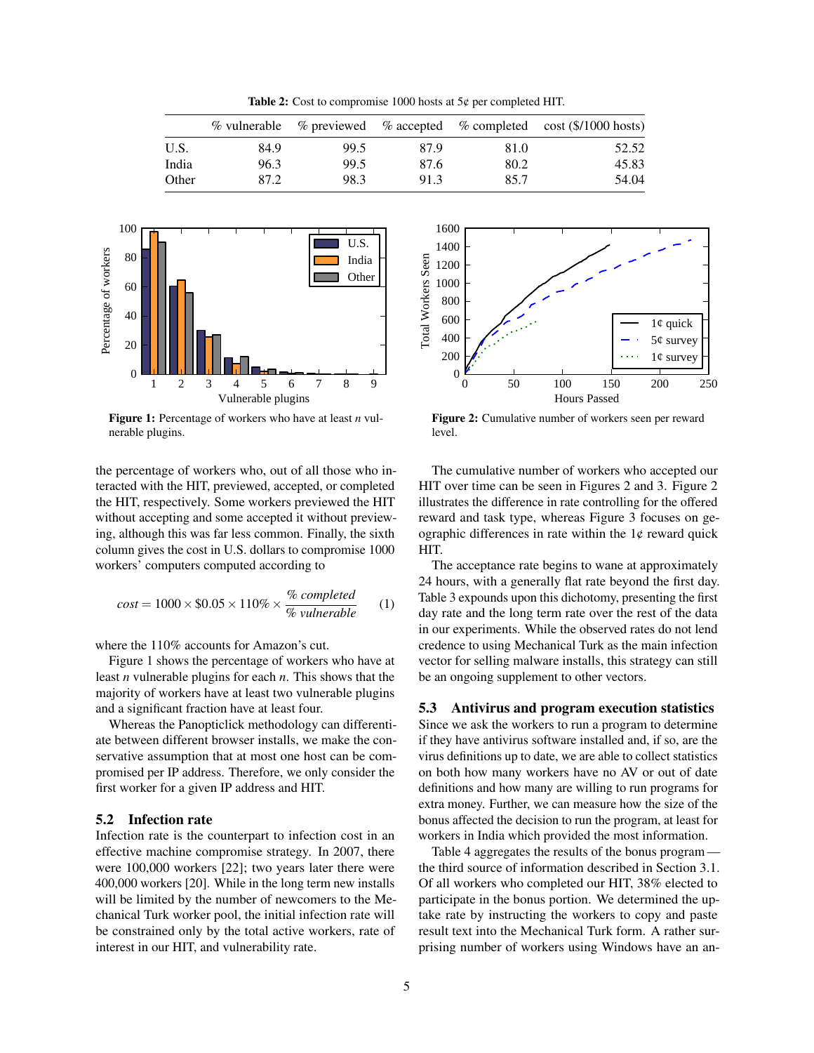**Table 2:** Cost to compromise 1000 hosts at 5¢ per completed HIT.

| | % vulnerable | % previewed | % accepted | % completed | cost ($/1000 hosts) |
|---|---|---|---|---|---|
| U.S. | 84.9 | 99.5 | 87.9 | 81.0 | 52.52 |
| India | 96.3 | 99.5 | 87.6 | 80.2 | 45.83 |
| Other | 87.2 | 98.3 | 91.3 | 85.7 | 54.04 |

Percentage of workers
100
80
60
40
20
0
1 2 3 4 5 6 7 8 9
Vulnerable plugins
U.S.
India
Other

**Figure 1:** Percentage of workers who have at least $n$ vulnerable plugins.

Total Workers Seen
1600
1400
1200
1000
800
600
400
200
0
0 50 100 150 200 250
Hours Passed
1¢ quick
5¢ survey
1¢ survey

**Figure 2:** Cumulative number of workers seen per reward level.

the percentage of workers who, out of all those who interacted with the HIT, previewed, accepted, or completed the HIT, respectively. Some workers previewed the HIT without accepting and some accepted it without previewing, although this was far less common. Finally, the sixth column gives the cost in U.S. dollars to compromise 1000 workers' computers computed according to

$$cost = 1000 \times \$0.05 \times 110\% \times \frac{\%\ completed}{\%\ vulnerable} \qquad (1)$$

where the 110% accounts for Amazon's cut.

Figure 1 shows the percentage of workers who have at least $n$ vulnerable plugins for each $n$. This shows that the majority of workers have at least two vulnerable plugins and a significant fraction have at least four.

Whereas the Panopticlick methodology can differentiate between different browser installs, we make the conservative assumption that at most one host can be compromised per IP address. Therefore, we only consider the first worker for a given IP address and HIT.

### 5.2 Infection rate

Infection rate is the counterpart to infection cost in an effective machine compromise strategy. In 2007, there were 100,000 workers [22]; two years later there were 400,000 workers [20]. While in the long term new installs will be limited by the number of newcomers to the Mechanical Turk worker pool, the initial infection rate will be constrained only by the total active workers, rate of interest in our HIT, and vulnerability rate.

The cumulative number of workers who accepted our HIT over time can be seen in Figures 2 and 3. Figure 2 illustrates the difference in rate controlling for the offered reward and task type, whereas Figure 3 focuses on geographic differences in rate within the 1¢ reward quick HIT.

The acceptance rate begins to wane at approximately 24 hours, with a generally flat rate beyond the first day. Table 3 expounds upon this dichotomy, presenting the first day rate and the long term rate over the rest of the data in our experiments. While the observed rates do not lend credence to using Mechanical Turk as the main infection vector for selling malware installs, this strategy can still be an ongoing supplement to other vectors.

### 5.3 Antivirus and program execution statistics

Since we ask the workers to run a program to determine if they have antivirus software installed and, if so, are the virus definitions up to date, we are able to collect statistics on both how many workers have no AV or out of date definitions and how many are willing to run programs for extra money. Further, we can measure how the size of the bonus affected the decision to run the program, at least for workers in India which provided the most information.

Table 4 aggregates the results of the bonus program — the third source of information described in Section 3.1. Of all workers who completed our HIT, 38% elected to participate in the bonus portion. We determined the uptake rate by instructing the workers to copy and paste result text into the Mechanical Turk form. A rather surprising number of workers using Windows have an an-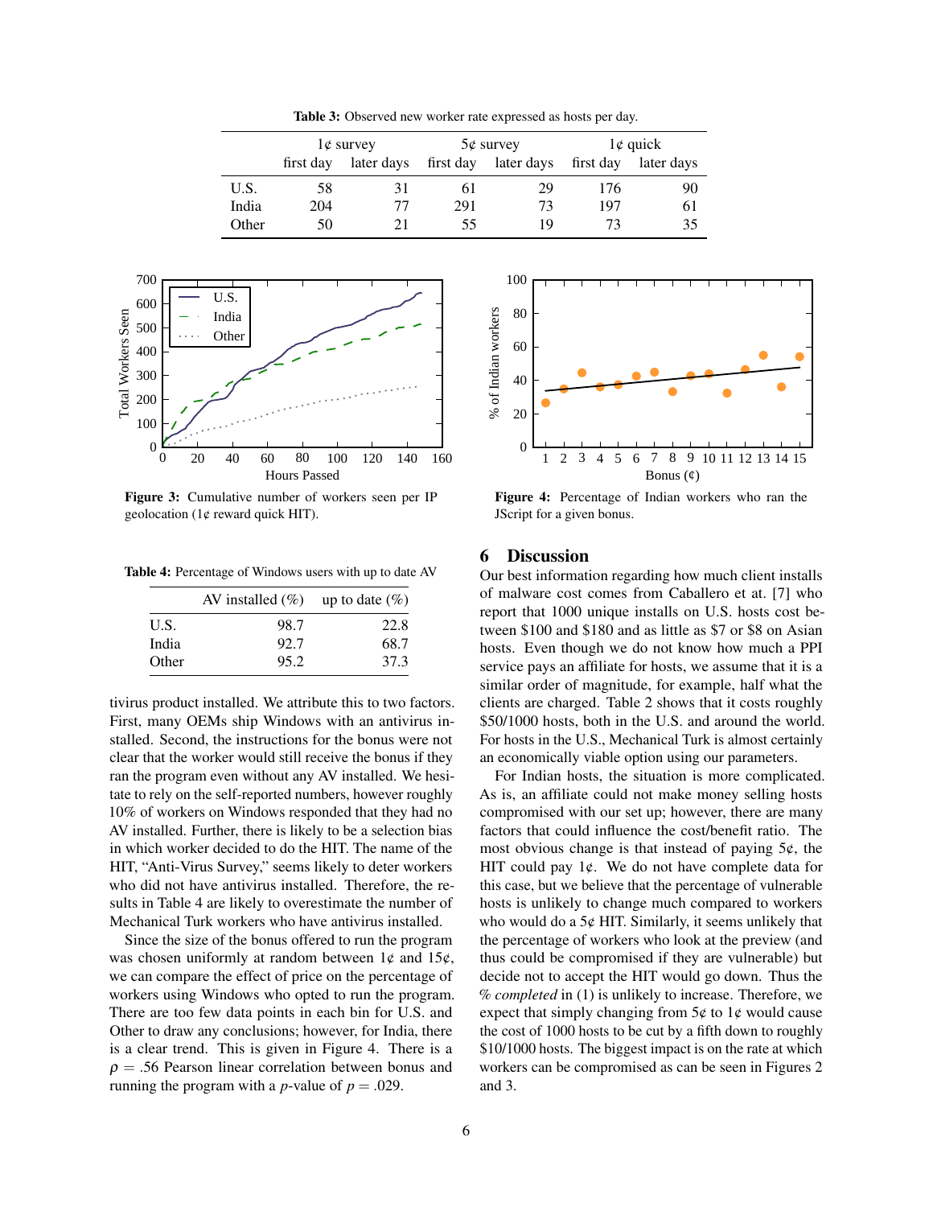**Table 3:** Observed new worker rate expressed as hosts per day.

| | 1¢ survey | | 5¢ survey | | 1¢ quick | |
|---|---|---|---|---|---|---|
| | first day | later days | first day | later days | first day | later days |
| U.S. | 58 | 31 | 61 | 29 | 176 | 90 |
| India | 204 | 77 | 291 | 73 | 197 | 61 |
| Other | 50 | 21 | 55 | 19 | 73 | 35 |

**Figure 3:** Cumulative number of workers seen per IP geolocation (1¢ reward quick HIT).

**Figure 4:** Percentage of Indian workers who ran the JScript for a given bonus.

**Table 4:** Percentage of Windows users with up to date AV

| | AV installed (%) | up to date (%) |
|---|---|---|
| U.S. | 98.7 | 22.8 |
| India | 92.7 | 68.7 |
| Other | 95.2 | 37.3 |

tivirus product installed. We attribute this to two factors. First, many OEMs ship Windows with an antivirus installed. Second, the instructions for the bonus were not clear that the worker would still receive the bonus if they ran the program even without any AV installed. We hesitate to rely on the self-reported numbers, however roughly 10% of workers on Windows responded that they had no AV installed. Further, there is likely to be a selection bias in which worker decided to do the HIT. The name of the HIT, "Anti-Virus Survey," seems likely to deter workers who did not have antivirus installed. Therefore, the results in Table 4 are likely to overestimate the number of Mechanical Turk workers who have antivirus installed.

Since the size of the bonus offered to run the program was chosen uniformly at random between 1¢ and 15¢, we can compare the effect of price on the percentage of workers using Windows who opted to run the program. There are too few data points in each bin for U.S. and Other to draw any conclusions; however, for India, there is a clear trend. This is given in Figure 4. There is a $\rho = .56$ Pearson linear correlation between bonus and running the program with a $p$-value of $p = .029$.

## 6 Discussion

Our best information regarding how much client installs of malware cost comes from Caballero et at. [7] who report that 1000 unique installs on U.S. hosts cost between \$100 and \$180 and as little as \$7 or \$8 on Asian hosts. Even though we do not know how much a PPI service pays an affiliate for hosts, we assume that it is a similar order of magnitude, for example, half what the clients are charged. Table 2 shows that it costs roughly \$50/1000 hosts, both in the U.S. and around the world. For hosts in the U.S., Mechanical Turk is almost certainly an economically viable option using our parameters.

For Indian hosts, the situation is more complicated. As is, an affiliate could not make money selling hosts compromised with our set up; however, there are many factors that could influence the cost/benefit ratio. The most obvious change is that instead of paying 5¢, the HIT could pay 1¢. We do not have complete data for this case, but we believe that the percentage of vulnerable hosts is unlikely to change much compared to workers who would do a 5¢ HIT. Similarly, it seems unlikely that the percentage of workers who look at the preview (and thus could be compromised if they are vulnerable) but decide not to accept the HIT would go down. Thus the *% completed* in (1) is unlikely to increase. Therefore, we expect that simply changing from 5¢ to 1¢ would cause the cost of 1000 hosts to be cut by a fifth down to roughly \$10/1000 hosts. The biggest impact is on the rate at which workers can be compromised as can be seen in Figures 2 and 3.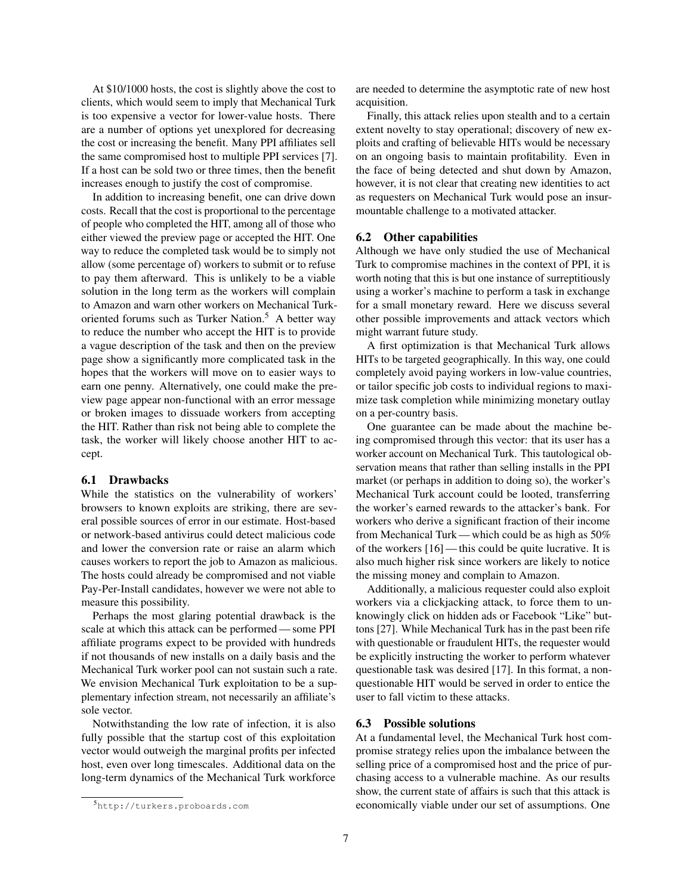At \$10/1000 hosts, the cost is slightly above the cost to clients, which would seem to imply that Mechanical Turk is too expensive a vector for lower-value hosts. There are a number of options yet unexplored for decreasing the cost or increasing the benefit. Many PPI affiliates sell the same compromised host to multiple PPI services [7]. If a host can be sold two or three times, then the benefit increases enough to justify the cost of compromise.

In addition to increasing benefit, one can drive down costs. Recall that the cost is proportional to the percentage of people who completed the HIT, among all of those who either viewed the preview page or accepted the HIT. One way to reduce the completed task would be to simply not allow (some percentage of) workers to submit or to refuse to pay them afterward. This is unlikely to be a viable solution in the long term as the workers will complain to Amazon and warn other workers on Mechanical Turk-oriented forums such as Turker Nation.[5] A better way to reduce the number who accept the HIT is to provide a vague description of the task and then on the preview page show a significantly more complicated task in the hopes that the workers will move on to easier ways to earn one penny. Alternatively, one could make the preview page appear non-functional with an error message or broken images to dissuade workers from accepting the HIT. Rather than risk not being able to complete the task, the worker will likely choose another HIT to accept.

### 6.1 Drawbacks

While the statistics on the vulnerability of workers' browsers to known exploits are striking, there are several possible sources of error in our estimate. Host-based or network-based antivirus could detect malicious code and lower the conversion rate or raise an alarm which causes workers to report the job to Amazon as malicious. The hosts could already be compromised and not viable Pay-Per-Install candidates, however we were not able to measure this possibility.

Perhaps the most glaring potential drawback is the scale at which this attack can be performed — some PPI affiliate programs expect to be provided with hundreds if not thousands of new installs on a daily basis and the Mechanical Turk worker pool can not sustain such a rate. We envision Mechanical Turk exploitation to be a supplementary infection stream, not necessarily an affiliate's sole vector.

Notwithstanding the low rate of infection, it is also fully possible that the startup cost of this exploitation vector would outweigh the marginal profits per infected host, even over long timescales. Additional data on the long-term dynamics of the Mechanical Turk workforce are needed to determine the asymptotic rate of new host acquisition.

Finally, this attack relies upon stealth and to a certain extent novelty to stay operational; discovery of new exploits and crafting of believable HITs would be necessary on an ongoing basis to maintain profitability. Even in the face of being detected and shut down by Amazon, however, it is not clear that creating new identities to act as requesters on Mechanical Turk would pose an insurmountable challenge to a motivated attacker.

### 6.2 Other capabilities

Although we have only studied the use of Mechanical Turk to compromise machines in the context of PPI, it is worth noting that this is but one instance of surreptitiously using a worker's machine to perform a task in exchange for a small monetary reward. Here we discuss several other possible improvements and attack vectors which might warrant future study.

A first optimization is that Mechanical Turk allows HITs to be targeted geographically. In this way, one could completely avoid paying workers in low-value countries, or tailor specific job costs to individual regions to maximize task completion while minimizing monetary outlay on a per-country basis.

One guarantee can be made about the machine being compromised through this vector: that its user has a worker account on Mechanical Turk. This tautological observation means that rather than selling installs in the PPI market (or perhaps in addition to doing so), the worker's Mechanical Turk account could be looted, transferring the worker's earned rewards to the attacker's bank. For workers who derive a significant fraction of their income from Mechanical Turk — which could be as high as 50% of the workers [16] — this could be quite lucrative. It is also much higher risk since workers are likely to notice the missing money and complain to Amazon.

Additionally, a malicious requester could also exploit workers via a clickjacking attack, to force them to unknowingly click on hidden ads or Facebook "Like" buttons [27]. While Mechanical Turk has in the past been rife with questionable or fraudulent HITs, the requester would be explicitly instructing the worker to perform whatever questionable task was desired [17]. In this format, a non-questionable HIT would be served in order to entice the user to fall victim to these attacks.

### 6.3 Possible solutions

At a fundamental level, the Mechanical Turk host compromise strategy relies upon the imbalance between the selling price of a compromised host and the price of purchasing access to a vulnerable machine. As our results show, the current state of affairs is such that this attack is economically viable under our set of assumptions. One

[5] http://turkers.proboards.com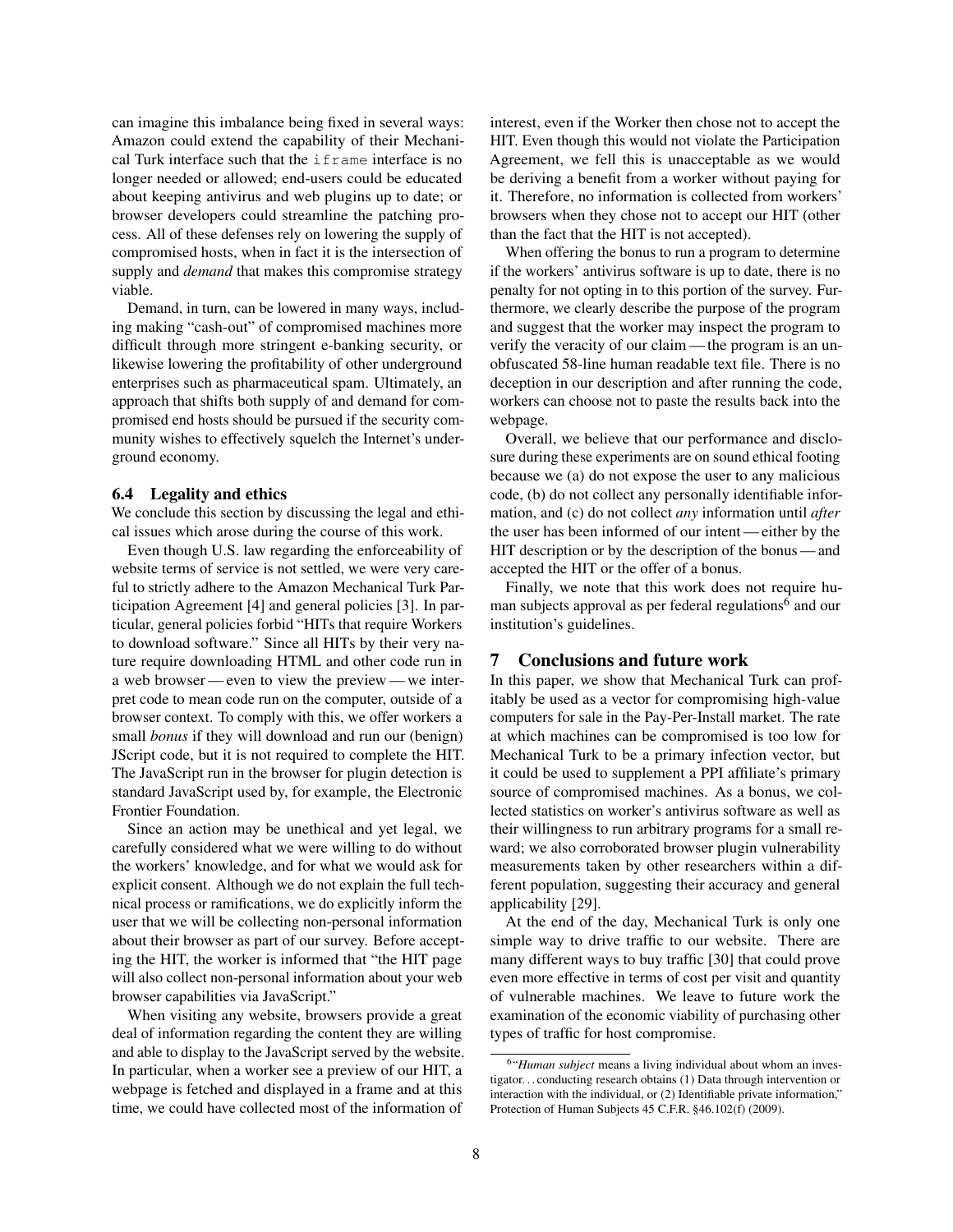can imagine this imbalance being fixed in several ways: Amazon could extend the capability of their Mechanical Turk interface such that the `iframe` interface is no longer needed or allowed; end-users could be educated about keeping antivirus and web plugins up to date; or browser developers could streamline the patching process. All of these defenses rely on lowering the supply of compromised hosts, when in fact it is the intersection of supply and *demand* that makes this compromise strategy viable.

Demand, in turn, can be lowered in many ways, including making "cash-out" of compromised machines more difficult through more stringent e-banking security, or likewise lowering the profitability of other underground enterprises such as pharmaceutical spam. Ultimately, an approach that shifts both supply of and demand for compromised end hosts should be pursued if the security community wishes to effectively squelch the Internet's underground economy.

### 6.4 Legality and ethics

We conclude this section by discussing the legal and ethical issues which arose during the course of this work.

Even though U.S. law regarding the enforceability of website terms of service is not settled, we were very careful to strictly adhere to the Amazon Mechanical Turk Participation Agreement [4] and general policies [3]. In particular, general policies forbid "HITs that require Workers to download software." Since all HITs by their very nature require downloading HTML and other code run in a web browser — even to view the preview — we interpret code to mean code run on the computer, outside of a browser context. To comply with this, we offer workers a small *bonus* if they will download and run our (benign) JScript code, but it is not required to complete the HIT. The JavaScript run in the browser for plugin detection is standard JavaScript used by, for example, the Electronic Frontier Foundation.

Since an action may be unethical and yet legal, we carefully considered what we were willing to do without the workers' knowledge, and for what we would ask for explicit consent. Although we do not explain the full technical process or ramifications, we do explicitly inform the user that we will be collecting non-personal information about their browser as part of our survey. Before accepting the HIT, the worker is informed that "the HIT page will also collect non-personal information about your web browser capabilities via JavaScript."

When visiting any website, browsers provide a great deal of information regarding the content they are willing and able to display to the JavaScript served by the website. In particular, when a worker see a preview of our HIT, a webpage is fetched and displayed in a frame and at this time, we could have collected most of the information of interest, even if the Worker then chose not to accept the HIT. Even though this would not violate the Participation Agreement, we fell this is unacceptable as we would be deriving a benefit from a worker without paying for it. Therefore, no information is collected from workers' browsers when they chose not to accept our HIT (other than the fact that the HIT is not accepted).

When offering the bonus to run a program to determine if the workers' antivirus software is up to date, there is no penalty for not opting in to this portion of the survey. Furthermore, we clearly describe the purpose of the program and suggest that the worker may inspect the program to verify the veracity of our claim — the program is an unobfuscated 58-line human readable text file. There is no deception in our description and after running the code, workers can choose not to paste the results back into the webpage.

Overall, we believe that our performance and disclosure during these experiments are on sound ethical footing because we (a) do not expose the user to any malicious code, (b) do not collect any personally identifiable information, and (c) do not collect *any* information until *after* the user has been informed of our intent — either by the HIT description or by the description of the bonus — and accepted the HIT or the offer of a bonus.

Finally, we note that this work does not require human subjects approval as per federal regulations[6] and our institution's guidelines.

## 7 Conclusions and future work

In this paper, we show that Mechanical Turk can profitably be used as a vector for compromising high-value computers for sale in the Pay-Per-Install market. The rate at which machines can be compromised is too low for Mechanical Turk to be a primary infection vector, but it could be used to supplement a PPI affiliate's primary source of compromised machines. As a bonus, we collected statistics on worker's antivirus software as well as their willingness to run arbitrary programs for a small reward; we also corroborated browser plugin vulnerability measurements taken by other researchers within a different population, suggesting their accuracy and general applicability [29].

At the end of the day, Mechanical Turk is only one simple way to drive traffic to our website. There are many different ways to buy traffic [30] that could prove even more effective in terms of cost per visit and quantity of vulnerable machines. We leave to future work the examination of the economic viability of purchasing other types of traffic for host compromise.

[6] "*Human subject* means a living individual about whom an investigator. . . conducting research obtains (1) Data through intervention or interaction with the individual, or (2) Identifiable private information," Protection of Human Subjects 45 C.F.R. §46.102(f) (2009).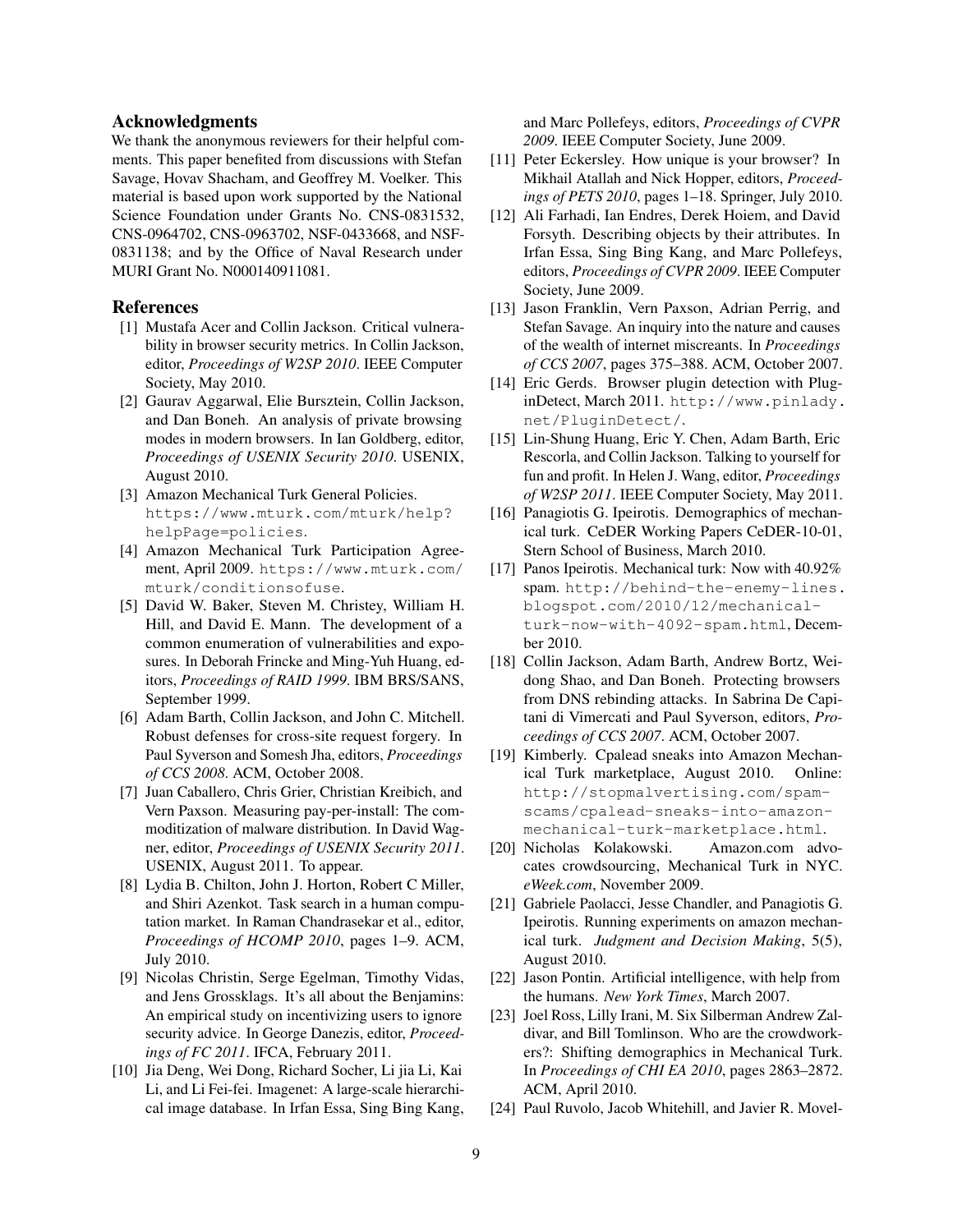## Acknowledgments

We thank the anonymous reviewers for their helpful comments. This paper benefited from discussions with Stefan Savage, Hovav Shacham, and Geoffrey M. Voelker. This material is based upon work supported by the National Science Foundation under Grants No. CNS-0831532, CNS-0964702, CNS-0963702, NSF-0433668, and NSF-0831138; and by the Office of Naval Research under MURI Grant No. N000140911081.

## References

[1] Mustafa Acer and Collin Jackson. Critical vulnerability in browser security metrics. In Collin Jackson, editor, *Proceedings of W2SP 2010*. IEEE Computer Society, May 2010.

[2] Gaurav Aggarwal, Elie Bursztein, Collin Jackson, and Dan Boneh. An analysis of private browsing modes in modern browsers. In Ian Goldberg, editor, *Proceedings of USENIX Security 2010*. USENIX, August 2010.

[3] Amazon Mechanical Turk General Policies. https://www.mturk.com/mturk/help?helpPage=policies.

[4] Amazon Mechanical Turk Participation Agreement, April 2009. https://www.mturk.com/mturk/conditionsofuse.

[5] David W. Baker, Steven M. Christey, William H. Hill, and David E. Mann. The development of a common enumeration of vulnerabilities and exposures. In Deborah Frincke and Ming-Yuh Huang, editors, *Proceedings of RAID 1999*. IBM BRS/SANS, September 1999.

[6] Adam Barth, Collin Jackson, and John C. Mitchell. Robust defenses for cross-site request forgery. In Paul Syverson and Somesh Jha, editors, *Proceedings of CCS 2008*. ACM, October 2008.

[7] Juan Caballero, Chris Grier, Christian Kreibich, and Vern Paxson. Measuring pay-per-install: The commoditization of malware distribution. In David Wagner, editor, *Proceedings of USENIX Security 2011*. USENIX, August 2011. To appear.

[8] Lydia B. Chilton, John J. Horton, Robert C Miller, and Shiri Azenkot. Task search in a human computation market. In Raman Chandrasekar et al., editor, *Proceedings of HCOMP 2010*, pages 1–9. ACM, July 2010.

[9] Nicolas Christin, Serge Egelman, Timothy Vidas, and Jens Grossklags. It's all about the Benjamins: An empirical study on incentivizing users to ignore security advice. In George Danezis, editor, *Proceedings of FC 2011*. IFCA, February 2011.

[10] Jia Deng, Wei Dong, Richard Socher, Li jia Li, Kai Li, and Li Fei-fei. Imagenet: A large-scale hierarchical image database. In Irfan Essa, Sing Bing Kang, and Marc Pollefeys, editors, *Proceedings of CVPR 2009*. IEEE Computer Society, June 2009.

[11] Peter Eckersley. How unique is your browser? In Mikhail Atallah and Nick Hopper, editors, *Proceedings of PETS 2010*, pages 1–18. Springer, July 2010.

[12] Ali Farhadi, Ian Endres, Derek Hoiem, and David Forsyth. Describing objects by their attributes. In Irfan Essa, Sing Bing Kang, and Marc Pollefeys, editors, *Proceedings of CVPR 2009*. IEEE Computer Society, June 2009.

[13] Jason Franklin, Vern Paxson, Adrian Perrig, and Stefan Savage. An inquiry into the nature and causes of the wealth of internet miscreants. In *Proceedings of CCS 2007*, pages 375–388. ACM, October 2007.

[14] Eric Gerds. Browser plugin detection with PluginDetect, March 2011. http://www.pinlady.net/PluginDetect/.

[15] Lin-Shung Huang, Eric Y. Chen, Adam Barth, Eric Rescorla, and Collin Jackson. Talking to yourself for fun and profit. In Helen J. Wang, editor, *Proceedings of W2SP 2011*. IEEE Computer Society, May 2011.

[16] Panagiotis G. Ipeirotis. Demographics of mechanical turk. CeDER Working Papers CeDER-10-01, Stern School of Business, March 2010.

[17] Panos Ipeirotis. Mechanical turk: Now with 40.92% spam. http://behind-the-enemy-lines.blogspot.com/2010/12/mechanical-turk-now-with-4092-spam.html, December 2010.

[18] Collin Jackson, Adam Barth, Andrew Bortz, Weidong Shao, and Dan Boneh. Protecting browsers from DNS rebinding attacks. In Sabrina De Capitani di Vimercati and Paul Syverson, editors, *Proceedings of CCS 2007*. ACM, October 2007.

[19] Kimberly. Cpalead sneaks into Amazon Mechanical Turk marketplace, August 2010. Online: http://stopmalvertising.com/spam-scams/cpalead-sneaks-into-amazon-mechanical-turk-marketplace.html.

[20] Nicholas Kolakowski. Amazon.com advocates crowdsourcing, Mechanical Turk in NYC. *eWeek.com*, November 2009.

[21] Gabriele Paolacci, Jesse Chandler, and Panagiotis G. Ipeirotis. Running experiments on amazon mechanical turk. *Judgment and Decision Making*, 5(5), August 2010.

[22] Jason Pontin. Artificial intelligence, with help from the humans. *New York Times*, March 2007.

[23] Joel Ross, Lilly Irani, M. Six Silberman Andrew Zaldivar, and Bill Tomlinson. Who are the crowdworkers?: Shifting demographics in Mechanical Turk. In *Proceedings of CHI EA 2010*, pages 2863–2872. ACM, April 2010.

[24] Paul Ruvolo, Jacob Whitehill, and Javier R. Movel-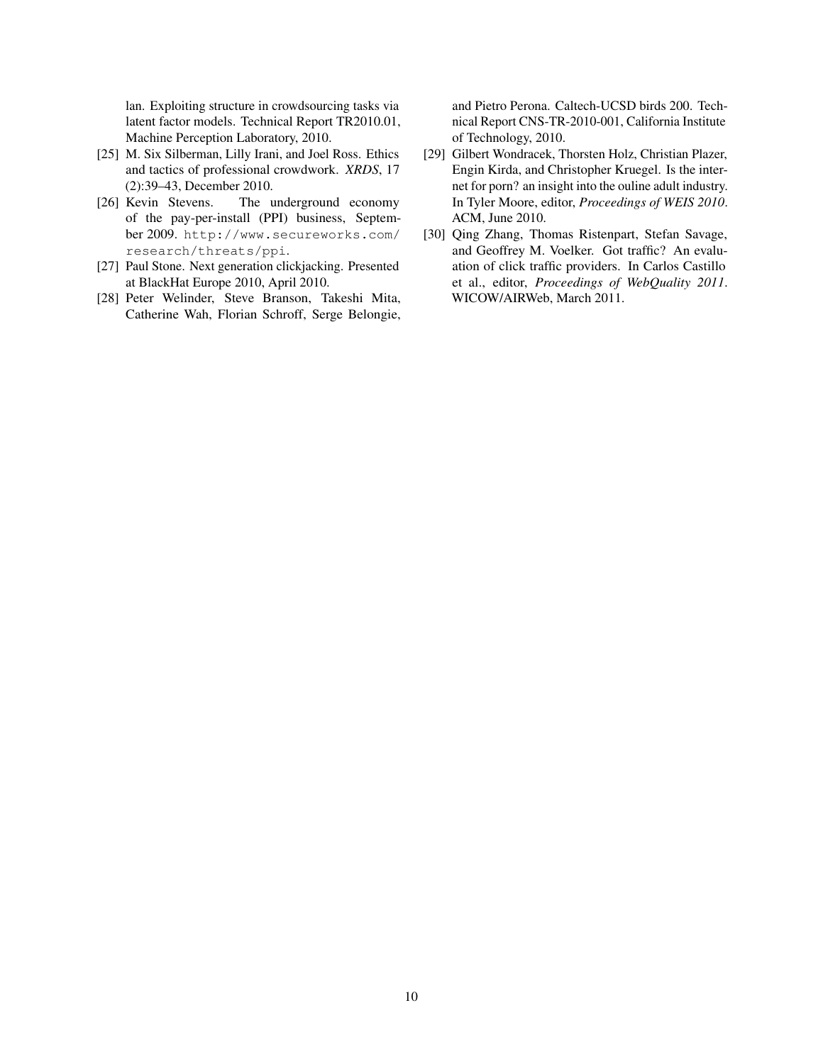lan. Exploiting structure in crowdsourcing tasks via latent factor models. Technical Report TR2010.01, Machine Perception Laboratory, 2010.

[25] M. Six Silberman, Lilly Irani, and Joel Ross. Ethics and tactics of professional crowdwork. *XRDS*, 17 (2):39–43, December 2010.

[26] Kevin Stevens. The underground economy of the pay-per-install (PPI) business, September 2009. `http://www.secureworks.com/research/threats/ppi`.

[27] Paul Stone. Next generation clickjacking. Presented at BlackHat Europe 2010, April 2010.

[28] Peter Welinder, Steve Branson, Takeshi Mita, Catherine Wah, Florian Schroff, Serge Belongie, and Pietro Perona. Caltech-UCSD birds 200. Technical Report CNS-TR-2010-001, California Institute of Technology, 2010.

[29] Gilbert Wondracek, Thorsten Holz, Christian Plazer, Engin Kirda, and Christopher Kruegel. Is the internet for porn? an insight into the ouline adult industry. In Tyler Moore, editor, *Proceedings of WEIS 2010*. ACM, June 2010.

[30] Qing Zhang, Thomas Ristenpart, Stefan Savage, and Geoffrey M. Voelker. Got traffic? An evaluation of click traffic providers. In Carlos Castillo et al., editor, *Proceedings of WebQuality 2011*. WICOW/AIRWeb, March 2011.